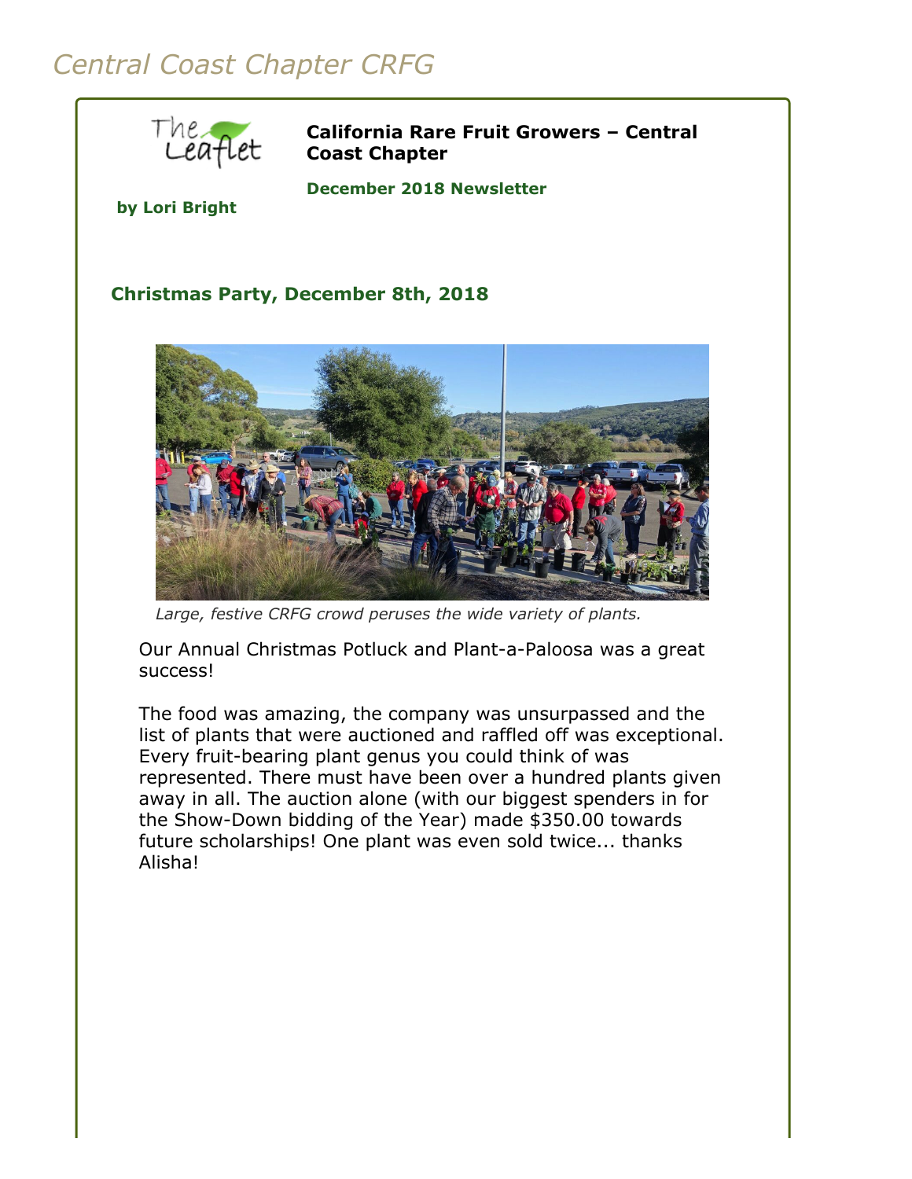# Central Coast Chapter CRFG

**California Rare Fruit Growers – Central Coast Chapter**

**December 2018 Newsletter**

**by Lori Bright**

## Christmas Party, December 8th, 2018

*Large, festive CRFG crowd peruses the wide variety of plants.*

Our Annual Christmas Potluck and Plant-a-Paloosa was a great success!

The food was amazing, the company was unsurpassed and the list of plants that were auctioned and raffled off was exceptional. Every fruit-bearing plant genus you could think of was represented. There must have been over a hundred plants given away in all. The auction alone (with our biggest spenders in for the Show-Down bidding of the Year) made $350.00 towards future scholarships! One plant was even sold twice... thanks Alisha!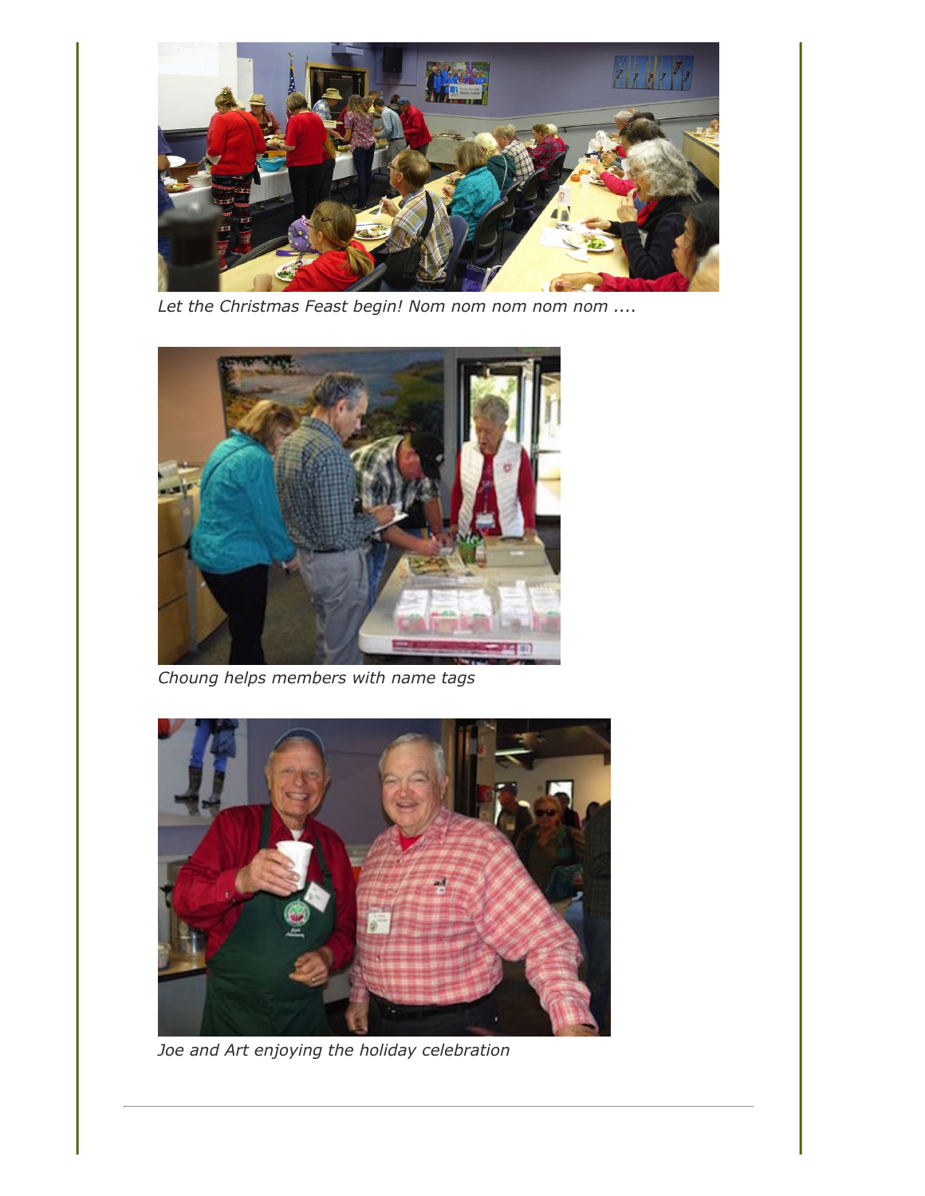*Let the Christmas Feast begin! Nom nom nom nom nom ....*

*Choung helps members with name tags*

*Joe and Art enjoying the holiday celebration*

---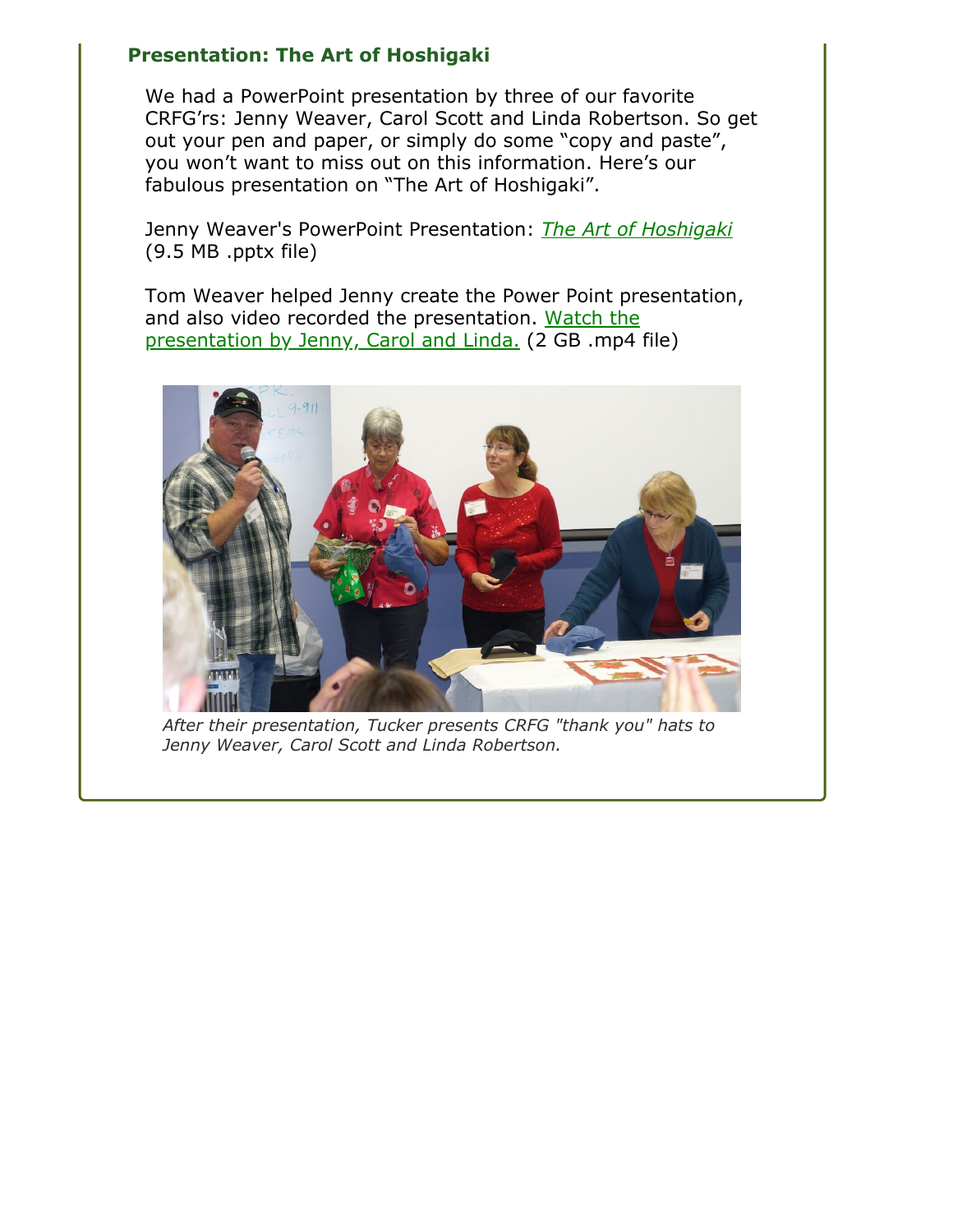### Presentation: The Art of Hoshigaki

We had a PowerPoint presentation by three of our favorite CRFG'rs: Jenny Weaver, Carol Scott and Linda Robertson. So get out your pen and paper, or simply do some "copy and paste", you won't want to miss out on this information. Here's our fabulous presentation on "The Art of Hoshigaki".

Jenny Weaver's PowerPoint Presentation: *The Art of Hoshigaki* (9.5 MB .pptx file)

Tom Weaver helped Jenny create the Power Point presentation, and also video recorded the presentation. Watch the presentation by Jenny, Carol and Linda. (2 GB .mp4 file)

*After their presentation, Tucker presents CRFG "thank you" hats to Jenny Weaver, Carol Scott and Linda Robertson.*